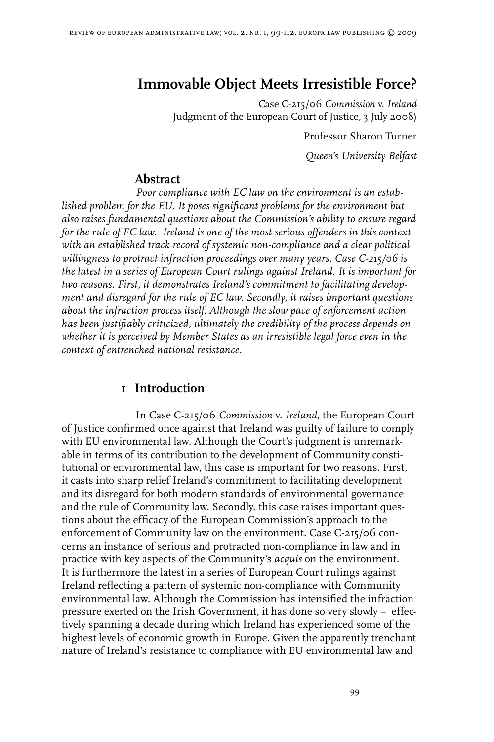# Immovable Object Meets Irresistible Force?

Case C-215/06 *Commission* v. *Ireland*
Judgment of the European Court of Justice, 3 July 2008)

Professor Sharon Turner

*Queen's University Belfast*

## Abstract

*Poor compliance with EC law on the environment is an established problem for the EU. It poses significant problems for the environment but also raises fundamental questions about the Commission's ability to ensure regard for the rule of EC law. Ireland is one of the most serious offenders in this context with an established track record of systemic non-compliance and a clear political willingness to protract infraction proceedings over many years. Case C-215/06 is the latest in a series of European Court rulings against Ireland. It is important for two reasons. First, it demonstrates Ireland's commitment to facilitating development and disregard for the rule of EC law. Secondly, it raises important questions about the infraction process itself. Although the slow pace of enforcement action has been justifiably criticized, ultimately the credibility of the process depends on whether it is perceived by Member States as an irresistible legal force even in the context of entrenched national resistance.*

## 1 Introduction

In Case C-215/06 *Commission* v. *Ireland,* the European Court of Justice confirmed once against that Ireland was guilty of failure to comply with EU environmental law. Although the Court's judgment is unremarkable in terms of its contribution to the development of Community constitutional or environmental law, this case is important for two reasons. First, it casts into sharp relief Ireland's commitment to facilitating development and its disregard for both modern standards of environmental governance and the rule of Community law. Secondly, this case raises important questions about the efficacy of the European Commission's approach to the enforcement of Community law on the environment. Case C-215/06 concerns an instance of serious and protracted non-compliance in law and in practice with key aspects of the Community's *acquis* on the environment. It is furthermore the latest in a series of European Court rulings against Ireland reflecting a pattern of systemic non-compliance with Community environmental law. Although the Commission has intensified the infraction pressure exerted on the Irish Government, it has done so very slowly – effectively spanning a decade during which Ireland has experienced some of the highest levels of economic growth in Europe. Given the apparently trenchant nature of Ireland's resistance to compliance with EU environmental law and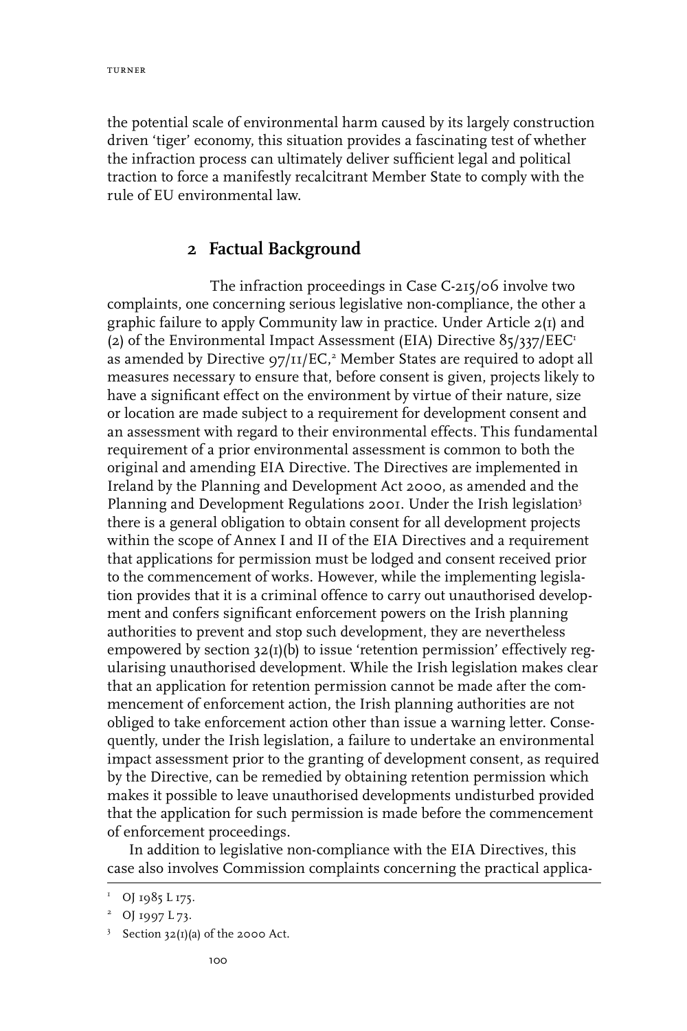the potential scale of environmental harm caused by its largely construction driven 'tiger' economy, this situation provides a fascinating test of whether the infraction process can ultimately deliver sufficient legal and political traction to force a manifestly recalcitrant Member State to comply with the rule of EU environmental law.

## 2 Factual Background

The infraction proceedings in Case C-215/06 involve two complaints, one concerning serious legislative non-compliance, the other a graphic failure to apply Community law in practice. Under Article 2(1) and (2) of the Environmental Impact Assessment (EIA) Directive 85/337/EEC[1] as amended by Directive 97/11/EC,[2] Member States are required to adopt all measures necessary to ensure that, before consent is given, projects likely to have a significant effect on the environment by virtue of their nature, size or location are made subject to a requirement for development consent and an assessment with regard to their environmental effects. This fundamental requirement of a prior environmental assessment is common to both the original and amending EIA Directive. The Directives are implemented in Ireland by the Planning and Development Act 2000, as amended and the Planning and Development Regulations 2001. Under the Irish legislation[3] there is a general obligation to obtain consent for all development projects within the scope of Annex I and II of the EIA Directives and a requirement that applications for permission must be lodged and consent received prior to the commencement of works. However, while the implementing legislation provides that it is a criminal offence to carry out unauthorised development and confers significant enforcement powers on the Irish planning authorities to prevent and stop such development, they are nevertheless empowered by section 32(1)(b) to issue 'retention permission' effectively regularising unauthorised development. While the Irish legislation makes clear that an application for retention permission cannot be made after the commencement of enforcement action, the Irish planning authorities are not obliged to take enforcement action other than issue a warning letter. Consequently, under the Irish legislation, a failure to undertake an environmental impact assessment prior to the granting of development consent, as required by the Directive, can be remedied by obtaining retention permission which makes it possible to leave unauthorised developments undisturbed provided that the application for such permission is made before the commencement of enforcement proceedings.

In addition to legislative non-compliance with the EIA Directives, this case also involves Commission complaints concerning the practical applica-

[1] OJ 1985 L 175.

[2] OJ 1997 L 73.

[3] Section 32(1)(a) of the 2000 Act.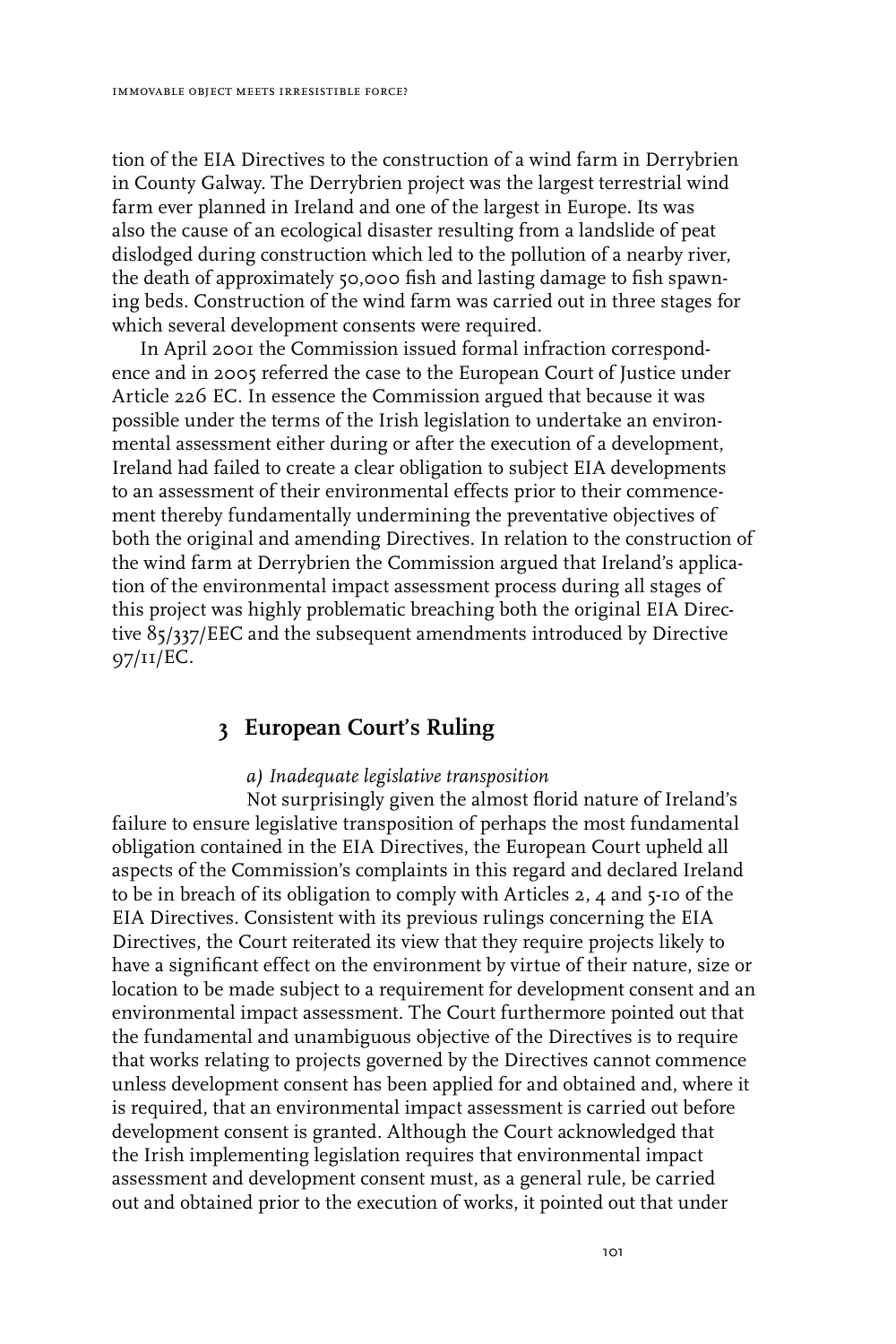tion of the EIA Directives to the construction of a wind farm in Derrybrien in County Galway. The Derrybrien project was the largest terrestrial wind farm ever planned in Ireland and one of the largest in Europe. Its was also the cause of an ecological disaster resulting from a landslide of peat dislodged during construction which led to the pollution of a nearby river, the death of approximately 50,000 fish and lasting damage to fish spawning beds. Construction of the wind farm was carried out in three stages for which several development consents were required.

In April 2001 the Commission issued formal infraction correspondence and in 2005 referred the case to the European Court of Justice under Article 226 EC. In essence the Commission argued that because it was possible under the terms of the Irish legislation to undertake an environmental assessment either during or after the execution of a development, Ireland had failed to create a clear obligation to subject EIA developments to an assessment of their environmental effects prior to their commencement thereby fundamentally undermining the preventative objectives of both the original and amending Directives. In relation to the construction of the wind farm at Derrybrien the Commission argued that Ireland's application of the environmental impact assessment process during all stages of this project was highly problematic breaching both the original EIA Directive 85/337/EEC and the subsequent amendments introduced by Directive 97/11/EC.

## 3 European Court's Ruling

*a) Inadequate legislative transposition*

Not surprisingly given the almost florid nature of Ireland's failure to ensure legislative transposition of perhaps the most fundamental obligation contained in the EIA Directives, the European Court upheld all aspects of the Commission's complaints in this regard and declared Ireland to be in breach of its obligation to comply with Articles 2, 4 and 5-10 of the EIA Directives. Consistent with its previous rulings concerning the EIA Directives, the Court reiterated its view that they require projects likely to have a significant effect on the environment by virtue of their nature, size or location to be made subject to a requirement for development consent and an environmental impact assessment. The Court furthermore pointed out that the fundamental and unambiguous objective of the Directives is to require that works relating to projects governed by the Directives cannot commence unless development consent has been applied for and obtained and, where it is required, that an environmental impact assessment is carried out before development consent is granted. Although the Court acknowledged that the Irish implementing legislation requires that environmental impact assessment and development consent must, as a general rule, be carried out and obtained prior to the execution of works, it pointed out that under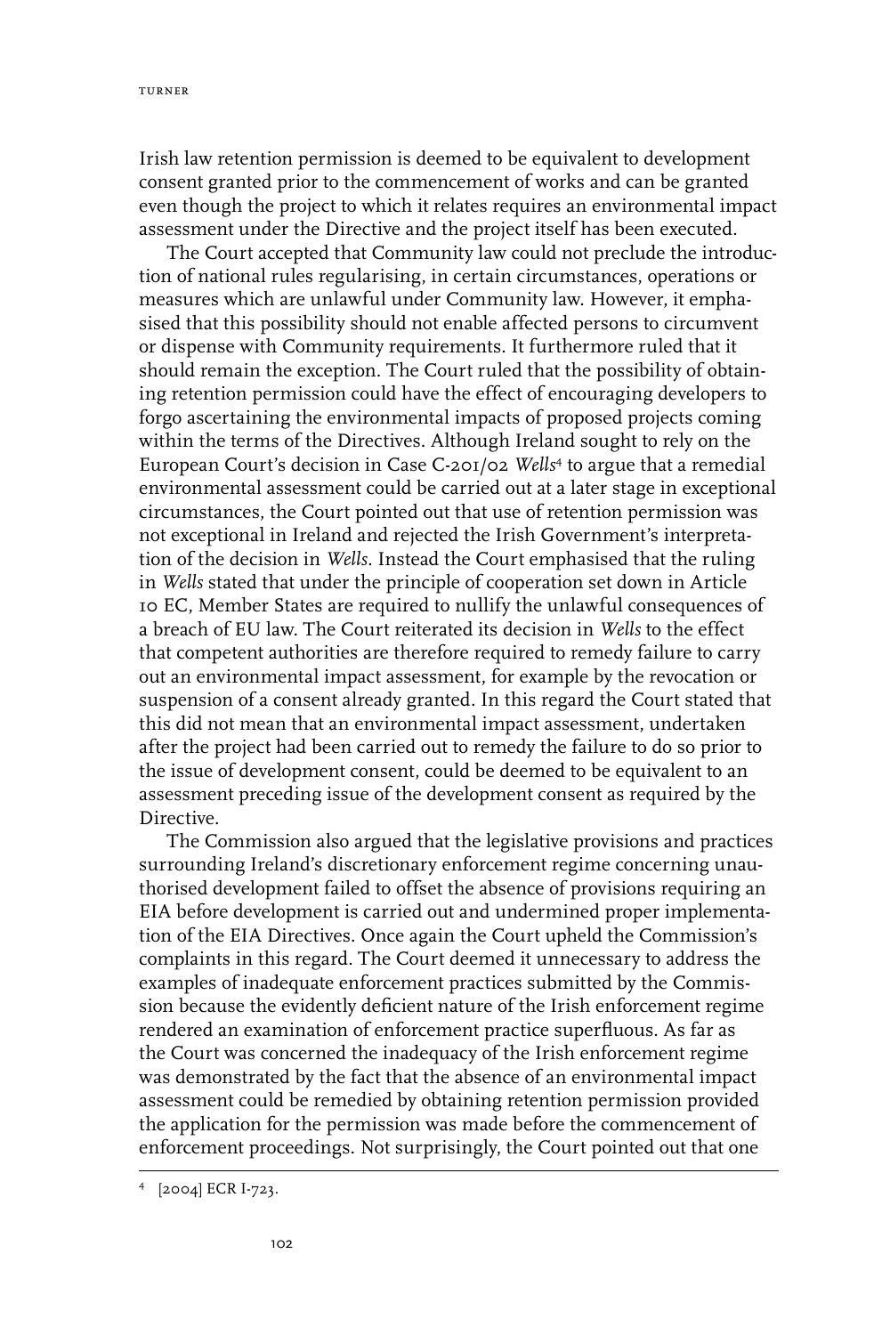Irish law retention permission is deemed to be equivalent to development consent granted prior to the commencement of works and can be granted even though the project to which it relates requires an environmental impact assessment under the Directive and the project itself has been executed.

The Court accepted that Community law could not preclude the introduction of national rules regularising, in certain circumstances, operations or measures which are unlawful under Community law. However, it emphasised that this possibility should not enable affected persons to circumvent or dispense with Community requirements. It furthermore ruled that it should remain the exception. The Court ruled that the possibility of obtaining retention permission could have the effect of encouraging developers to forgo ascertaining the environmental impacts of proposed projects coming within the terms of the Directives. Although Ireland sought to rely on the European Court's decision in Case C-201/02 *Wells*[4] to argue that a remedial environmental assessment could be carried out at a later stage in exceptional circumstances, the Court pointed out that use of retention permission was not exceptional in Ireland and rejected the Irish Government's interpretation of the decision in *Wells*. Instead the Court emphasised that the ruling in *Wells* stated that under the principle of cooperation set down in Article 10 EC, Member States are required to nullify the unlawful consequences of a breach of EU law. The Court reiterated its decision in *Wells* to the effect that competent authorities are therefore required to remedy failure to carry out an environmental impact assessment, for example by the revocation or suspension of a consent already granted. In this regard the Court stated that this did not mean that an environmental impact assessment, undertaken after the project had been carried out to remedy the failure to do so prior to the issue of development consent, could be deemed to be equivalent to an assessment preceding issue of the development consent as required by the Directive.

The Commission also argued that the legislative provisions and practices surrounding Ireland's discretionary enforcement regime concerning unauthorised development failed to offset the absence of provisions requiring an EIA before development is carried out and undermined proper implementation of the EIA Directives. Once again the Court upheld the Commission's complaints in this regard. The Court deemed it unnecessary to address the examples of inadequate enforcement practices submitted by the Commission because the evidently deficient nature of the Irish enforcement regime rendered an examination of enforcement practice superfluous. As far as the Court was concerned the inadequacy of the Irish enforcement regime was demonstrated by the fact that the absence of an environmental impact assessment could be remedied by obtaining retention permission provided the application for the permission was made before the commencement of enforcement proceedings. Not surprisingly, the Court pointed out that one

[4] [2004] ECR I-723.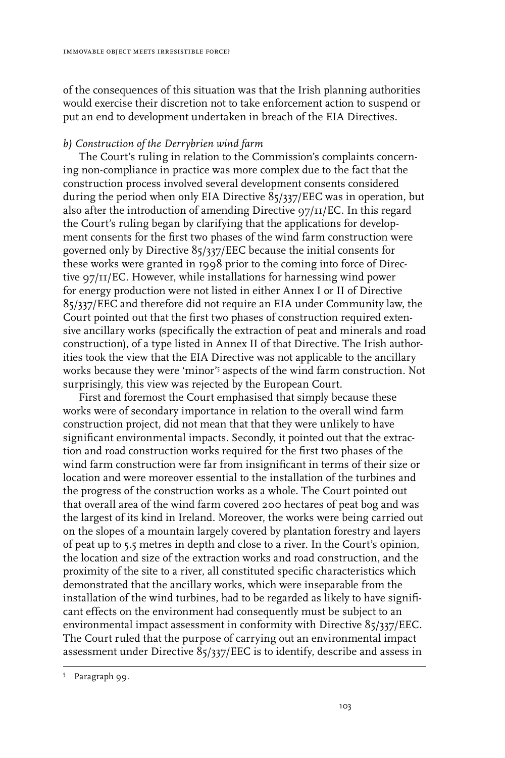of the consequences of this situation was that the Irish planning authorities would exercise their discretion not to take enforcement action to suspend or put an end to development undertaken in breach of the EIA Directives.

*b) Construction of the Derrybrien wind farm*

The Court's ruling in relation to the Commission's complaints concerning non-compliance in practice was more complex due to the fact that the construction process involved several development consents considered during the period when only EIA Directive 85/337/EEC was in operation, but also after the introduction of amending Directive 97/11/EC. In this regard the Court's ruling began by clarifying that the applications for development consents for the first two phases of the wind farm construction were governed only by Directive 85/337/EEC because the initial consents for these works were granted in 1998 prior to the coming into force of Directive 97/11/EC. However, while installations for harnessing wind power for energy production were not listed in either Annex I or II of Directive 85/337/EEC and therefore did not require an EIA under Community law, the Court pointed out that the first two phases of construction required extensive ancillary works (specifically the extraction of peat and minerals and road construction), of a type listed in Annex II of that Directive. The Irish authorities took the view that the EIA Directive was not applicable to the ancillary works because they were 'minor'[5] aspects of the wind farm construction. Not surprisingly, this view was rejected by the European Court.

First and foremost the Court emphasised that simply because these works were of secondary importance in relation to the overall wind farm construction project, did not mean that that they were unlikely to have significant environmental impacts. Secondly, it pointed out that the extraction and road construction works required for the first two phases of the wind farm construction were far from insignificant in terms of their size or location and were moreover essential to the installation of the turbines and the progress of the construction works as a whole. The Court pointed out that overall area of the wind farm covered 200 hectares of peat bog and was the largest of its kind in Ireland. Moreover, the works were being carried out on the slopes of a mountain largely covered by plantation forestry and layers of peat up to 5.5 metres in depth and close to a river. In the Court's opinion, the location and size of the extraction works and road construction, and the proximity of the site to a river, all constituted specific characteristics which demonstrated that the ancillary works, which were inseparable from the installation of the wind turbines, had to be regarded as likely to have significant effects on the environment had consequently must be subject to an environmental impact assessment in conformity with Directive 85/337/EEC. The Court ruled that the purpose of carrying out an environmental impact assessment under Directive 85/337/EEC is to identify, describe and assess in

[5] Paragraph 99.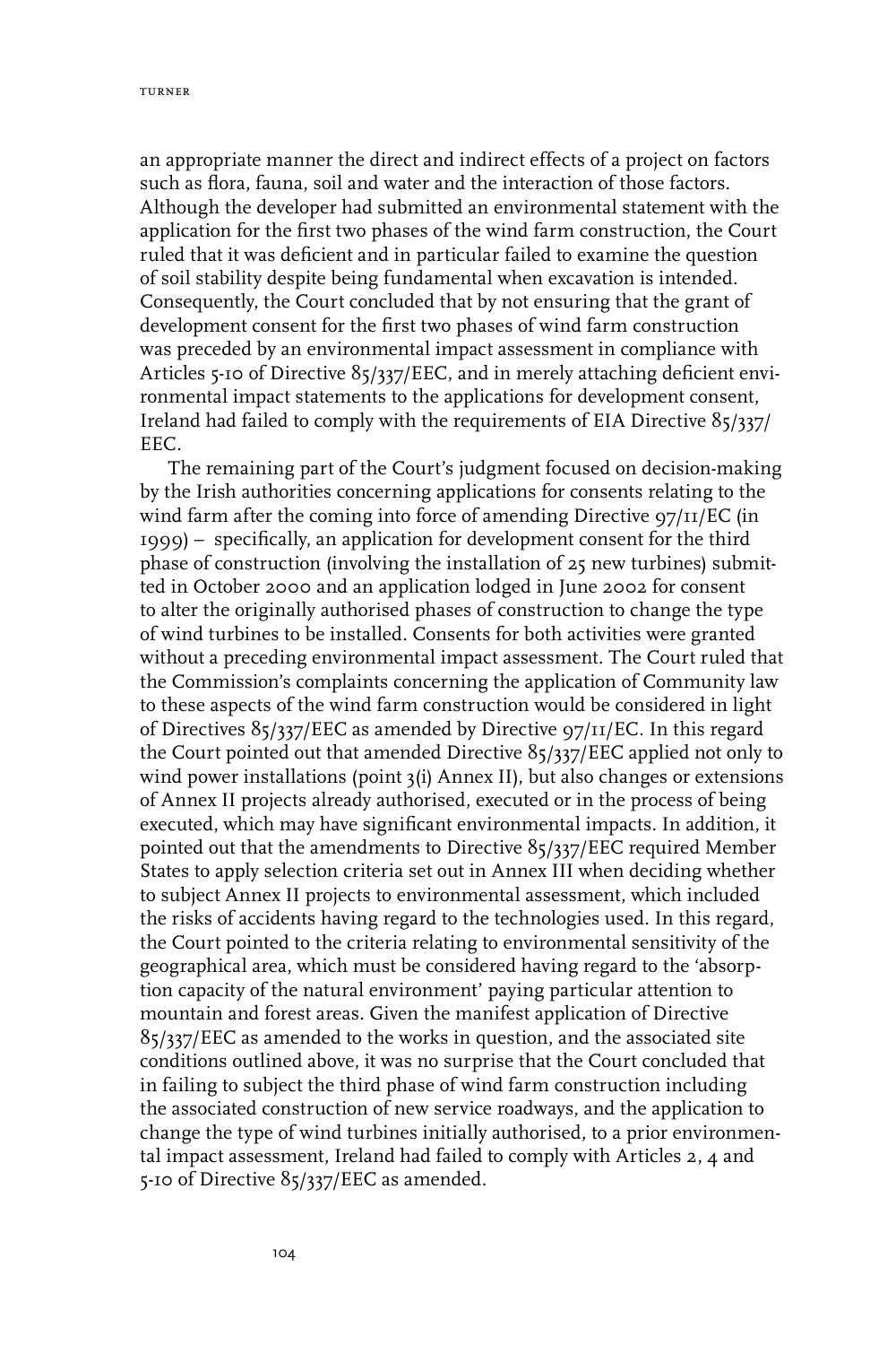an appropriate manner the direct and indirect effects of a project on factors such as flora, fauna, soil and water and the interaction of those factors. Although the developer had submitted an environmental statement with the application for the first two phases of the wind farm construction, the Court ruled that it was deficient and in particular failed to examine the question of soil stability despite being fundamental when excavation is intended. Consequently, the Court concluded that by not ensuring that the grant of development consent for the first two phases of wind farm construction was preceded by an environmental impact assessment in compliance with Articles 5-10 of Directive 85/337/EEC, and in merely attaching deficient environmental impact statements to the applications for development consent, Ireland had failed to comply with the requirements of EIA Directive 85/337/EEC.

The remaining part of the Court's judgment focused on decision-making by the Irish authorities concerning applications for consents relating to the wind farm after the coming into force of amending Directive 97/11/EC (in 1999) – specifically, an application for development consent for the third phase of construction (involving the installation of 25 new turbines) submitted in October 2000 and an application lodged in June 2002 for consent to alter the originally authorised phases of construction to change the type of wind turbines to be installed. Consents for both activities were granted without a preceding environmental impact assessment. The Court ruled that the Commission's complaints concerning the application of Community law to these aspects of the wind farm construction would be considered in light of Directives 85/337/EEC as amended by Directive 97/11/EC. In this regard the Court pointed out that amended Directive 85/337/EEC applied not only to wind power installations (point 3(i) Annex II), but also changes or extensions of Annex II projects already authorised, executed or in the process of being executed, which may have significant environmental impacts. In addition, it pointed out that the amendments to Directive 85/337/EEC required Member States to apply selection criteria set out in Annex III when deciding whether to subject Annex II projects to environmental assessment, which included the risks of accidents having regard to the technologies used. In this regard, the Court pointed to the criteria relating to environmental sensitivity of the geographical area, which must be considered having regard to the 'absorption capacity of the natural environment' paying particular attention to mountain and forest areas. Given the manifest application of Directive 85/337/EEC as amended to the works in question, and the associated site conditions outlined above, it was no surprise that the Court concluded that in failing to subject the third phase of wind farm construction including the associated construction of new service roadways, and the application to change the type of wind turbines initially authorised, to a prior environmental impact assessment, Ireland had failed to comply with Articles 2, 4 and 5-10 of Directive 85/337/EEC as amended.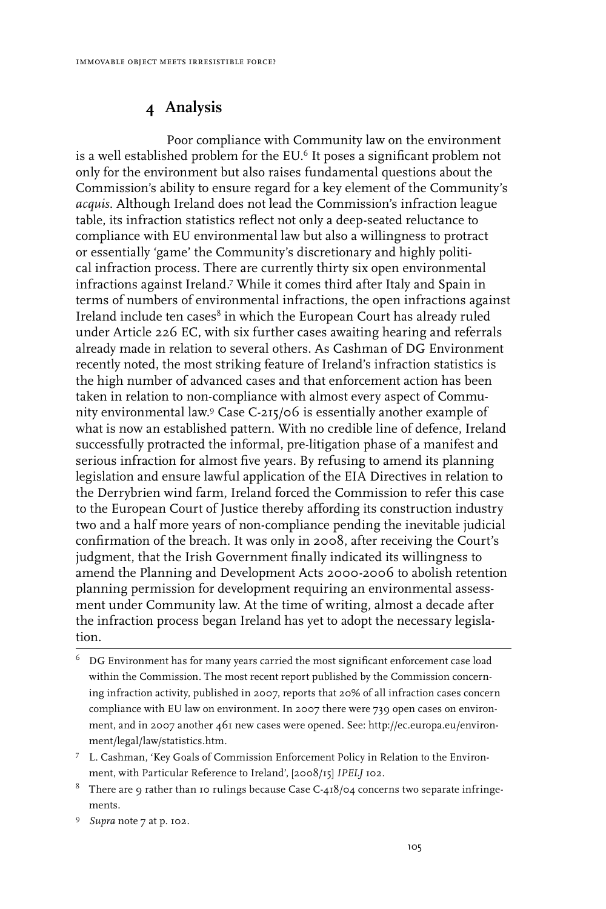## 4 Analysis

Poor compliance with Community law on the environment is a well established problem for the EU.[6] It poses a significant problem not only for the environment but also raises fundamental questions about the Commission's ability to ensure regard for a key element of the Community's *acquis*. Although Ireland does not lead the Commission's infraction league table, its infraction statistics reflect not only a deep-seated reluctance to compliance with EU environmental law but also a willingness to protract or essentially 'game' the Community's discretionary and highly political infraction process. There are currently thirty six open environmental infractions against Ireland.[7] While it comes third after Italy and Spain in terms of numbers of environmental infractions, the open infractions against Ireland include ten cases[8] in which the European Court has already ruled under Article 226 EC, with six further cases awaiting hearing and referrals already made in relation to several others. As Cashman of DG Environment recently noted, the most striking feature of Ireland's infraction statistics is the high number of advanced cases and that enforcement action has been taken in relation to non-compliance with almost every aspect of Community environmental law.[9] Case C-215/06 is essentially another example of what is now an established pattern. With no credible line of defence, Ireland successfully protracted the informal, pre-litigation phase of a manifest and serious infraction for almost five years. By refusing to amend its planning legislation and ensure lawful application of the EIA Directives in relation to the Derrybrien wind farm, Ireland forced the Commission to refer this case to the European Court of Justice thereby affording its construction industry two and a half more years of non-compliance pending the inevitable judicial confirmation of the breach. It was only in 2008, after receiving the Court's judgment, that the Irish Government finally indicated its willingness to amend the Planning and Development Acts 2000-2006 to abolish retention planning permission for development requiring an environmental assessment under Community law. At the time of writing, almost a decade after the infraction process began Ireland has yet to adopt the necessary legislation.

---

[6] DG Environment has for many years carried the most significant enforcement case load within the Commission. The most recent report published by the Commission concerning infraction activity, published in 2007, reports that 20% of all infraction cases concern compliance with EU law on environment. In 2007 there were 739 open cases on environment, and in 2007 another 461 new cases were opened. See: http://ec.europa.eu/environment/legal/law/statistics.htm.

[7] L. Cashman, 'Key Goals of Commission Enforcement Policy in Relation to the Environment, with Particular Reference to Ireland', [2008/15] *IPELJ* 102.

[8] There are 9 rather than 10 rulings because Case C-418/04 concerns two separate infringements.

[9] *Supra* note 7 at p. 102.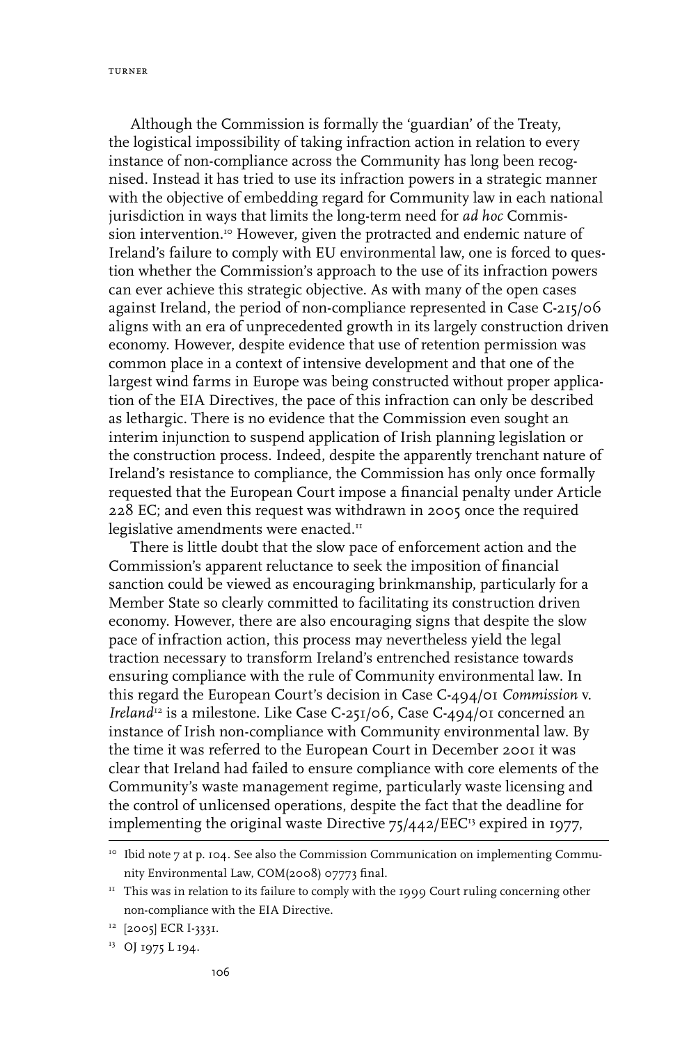Although the Commission is formally the 'guardian' of the Treaty, the logistical impossibility of taking infraction action in relation to every instance of non-compliance across the Community has long been recognised. Instead it has tried to use its infraction powers in a strategic manner with the objective of embedding regard for Community law in each national jurisdiction in ways that limits the long-term need for *ad hoc* Commission intervention.[10] However, given the protracted and endemic nature of Ireland's failure to comply with EU environmental law, one is forced to question whether the Commission's approach to the use of its infraction powers can ever achieve this strategic objective. As with many of the open cases against Ireland, the period of non-compliance represented in Case C-215/06 aligns with an era of unprecedented growth in its largely construction driven economy. However, despite evidence that use of retention permission was common place in a context of intensive development and that one of the largest wind farms in Europe was being constructed without proper application of the EIA Directives, the pace of this infraction can only be described as lethargic. There is no evidence that the Commission even sought an interim injunction to suspend application of Irish planning legislation or the construction process. Indeed, despite the apparently trenchant nature of Ireland's resistance to compliance, the Commission has only once formally requested that the European Court impose a financial penalty under Article 228 EC; and even this request was withdrawn in 2005 once the required legislative amendments were enacted.[11]

There is little doubt that the slow pace of enforcement action and the Commission's apparent reluctance to seek the imposition of financial sanction could be viewed as encouraging brinkmanship, particularly for a Member State so clearly committed to facilitating its construction driven economy. However, there are also encouraging signs that despite the slow pace of infraction action, this process may nevertheless yield the legal traction necessary to transform Ireland's entrenched resistance towards ensuring compliance with the rule of Community environmental law. In this regard the European Court's decision in Case C-494/01 *Commission* v. *Ireland*[12] is a milestone. Like Case C-251/06, Case C-494/01 concerned an instance of Irish non-compliance with Community environmental law. By the time it was referred to the European Court in December 2001 it was clear that Ireland had failed to ensure compliance with core elements of the Community's waste management regime, particularly waste licensing and the control of unlicensed operations, despite the fact that the deadline for implementing the original waste Directive 75/442/EEC[13] expired in 1977,

---

[10] Ibid note 7 at p. 104. See also the Commission Communication on implementing Community Environmental Law, COM(2008) 07773 final.

[11] This was in relation to its failure to comply with the 1999 Court ruling concerning other non-compliance with the EIA Directive.

[12] [2005] ECR I-3331.

[13] OJ 1975 L 194.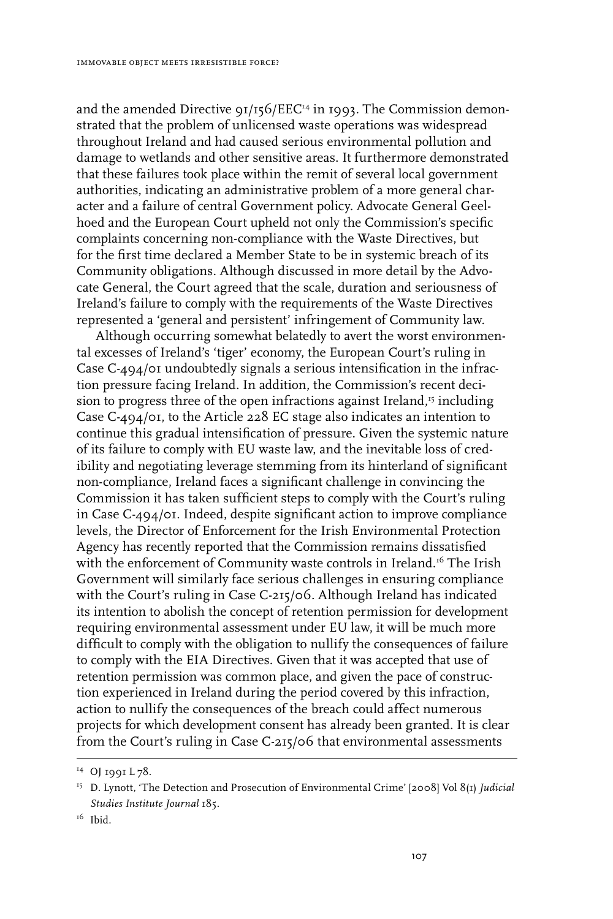and the amended Directive 91/156/EEC[14] in 1993. The Commission demonstrated that the problem of unlicensed waste operations was widespread throughout Ireland and had caused serious environmental pollution and damage to wetlands and other sensitive areas. It furthermore demonstrated that these failures took place within the remit of several local government authorities, indicating an administrative problem of a more general character and a failure of central Government policy. Advocate General Geelhoed and the European Court upheld not only the Commission's specific complaints concerning non-compliance with the Waste Directives, but for the first time declared a Member State to be in systemic breach of its Community obligations. Although discussed in more detail by the Advocate General, the Court agreed that the scale, duration and seriousness of Ireland's failure to comply with the requirements of the Waste Directives represented a 'general and persistent' infringement of Community law.

Although occurring somewhat belatedly to avert the worst environmental excesses of Ireland's 'tiger' economy, the European Court's ruling in Case C-494/01 undoubtedly signals a serious intensification in the infraction pressure facing Ireland. In addition, the Commission's recent decision to progress three of the open infractions against Ireland,[15] including Case C-494/01, to the Article 228 EC stage also indicates an intention to continue this gradual intensification of pressure. Given the systemic nature of its failure to comply with EU waste law, and the inevitable loss of credibility and negotiating leverage stemming from its hinterland of significant non-compliance, Ireland faces a significant challenge in convincing the Commission it has taken sufficient steps to comply with the Court's ruling in Case C-494/01. Indeed, despite significant action to improve compliance levels, the Director of Enforcement for the Irish Environmental Protection Agency has recently reported that the Commission remains dissatisfied with the enforcement of Community waste controls in Ireland.[16] The Irish Government will similarly face serious challenges in ensuring compliance with the Court's ruling in Case C-215/06. Although Ireland has indicated its intention to abolish the concept of retention permission for development requiring environmental assessment under EU law, it will be much more difficult to comply with the obligation to nullify the consequences of failure to comply with the EIA Directives. Given that it was accepted that use of retention permission was common place, and given the pace of construction experienced in Ireland during the period covered by this infraction, action to nullify the consequences of the breach could affect numerous projects for which development consent has already been granted. It is clear from the Court's ruling in Case C-215/06 that environmental assessments

---

[14] OJ 1991 L 78.

[15] D. Lynott, 'The Detection and Prosecution of Environmental Crime' [2008] Vol 8(1) *Judicial Studies Institute Journal* 185.

[16] Ibid.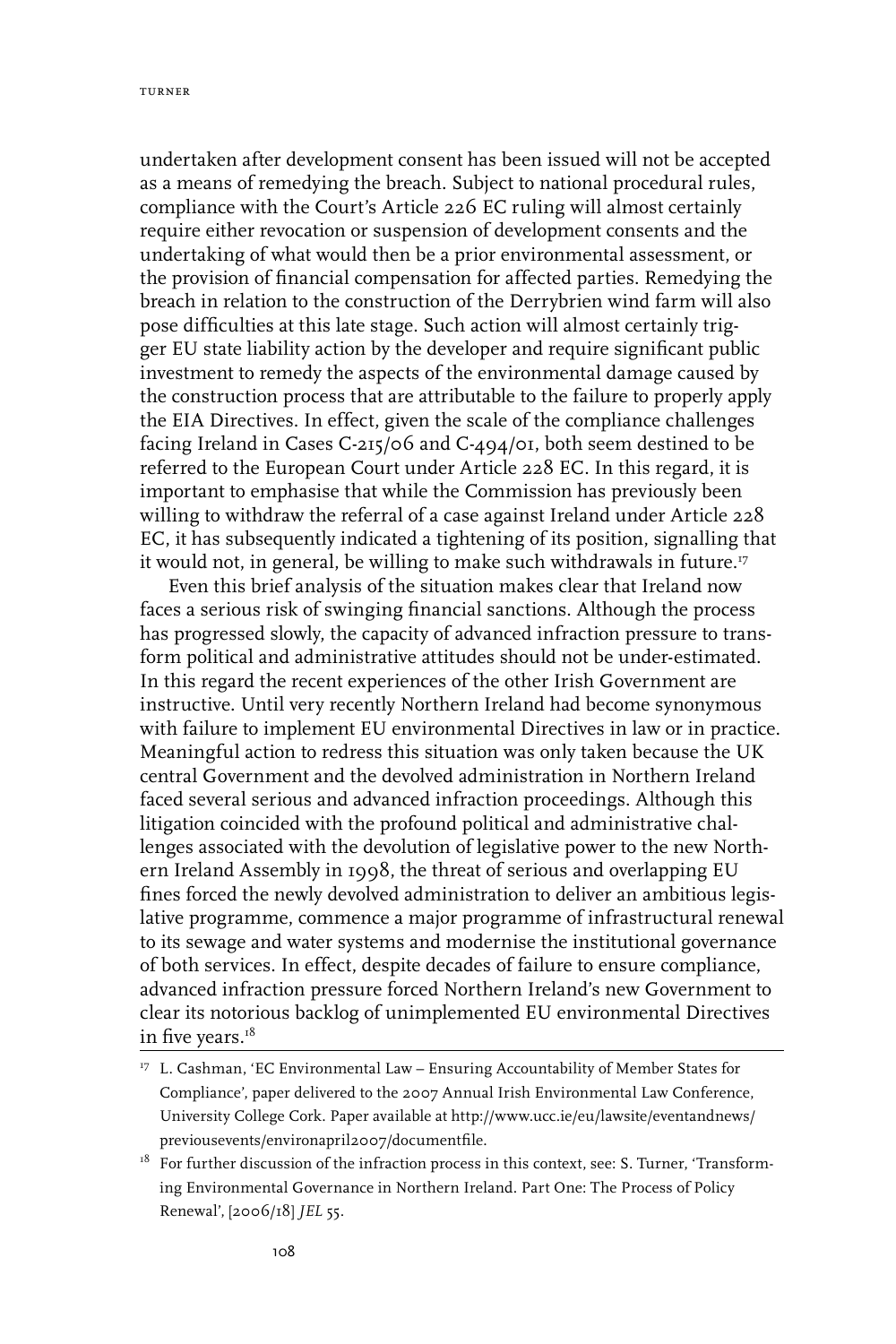undertaken after development consent has been issued will not be accepted as a means of remedying the breach. Subject to national procedural rules, compliance with the Court's Article 226 EC ruling will almost certainly require either revocation or suspension of development consents and the undertaking of what would then be a prior environmental assessment, or the provision of financial compensation for affected parties. Remedying the breach in relation to the construction of the Derrybrien wind farm will also pose difficulties at this late stage. Such action will almost certainly trigger EU state liability action by the developer and require significant public investment to remedy the aspects of the environmental damage caused by the construction process that are attributable to the failure to properly apply the EIA Directives. In effect, given the scale of the compliance challenges facing Ireland in Cases C-215/06 and C-494/01, both seem destined to be referred to the European Court under Article 228 EC. In this regard, it is important to emphasise that while the Commission has previously been willing to withdraw the referral of a case against Ireland under Article 228 EC, it has subsequently indicated a tightening of its position, signalling that it would not, in general, be willing to make such withdrawals in future.[17]

Even this brief analysis of the situation makes clear that Ireland now faces a serious risk of swinging financial sanctions. Although the process has progressed slowly, the capacity of advanced infraction pressure to transform political and administrative attitudes should not be under-estimated. In this regard the recent experiences of the other Irish Government are instructive. Until very recently Northern Ireland had become synonymous with failure to implement EU environmental Directives in law or in practice. Meaningful action to redress this situation was only taken because the UK central Government and the devolved administration in Northern Ireland faced several serious and advanced infraction proceedings. Although this litigation coincided with the profound political and administrative challenges associated with the devolution of legislative power to the new Northern Ireland Assembly in 1998, the threat of serious and overlapping EU fines forced the newly devolved administration to deliver an ambitious legislative programme, commence a major programme of infrastructural renewal to its sewage and water systems and modernise the institutional governance of both services. In effect, despite decades of failure to ensure compliance, advanced infraction pressure forced Northern Ireland's new Government to clear its notorious backlog of unimplemented EU environmental Directives in five years.[18]

---

[17] L. Cashman, 'EC Environmental Law – Ensuring Accountability of Member States for Compliance', paper delivered to the 2007 Annual Irish Environmental Law Conference, University College Cork. Paper available at http://www.ucc.ie/eu/lawsite/eventandnews/previousevents/environapril2007/documentfile.

[18] For further discussion of the infraction process in this context, see: S. Turner, 'Transforming Environmental Governance in Northern Ireland. Part One: The Process of Policy Renewal', [2006/18] *JEL* 55.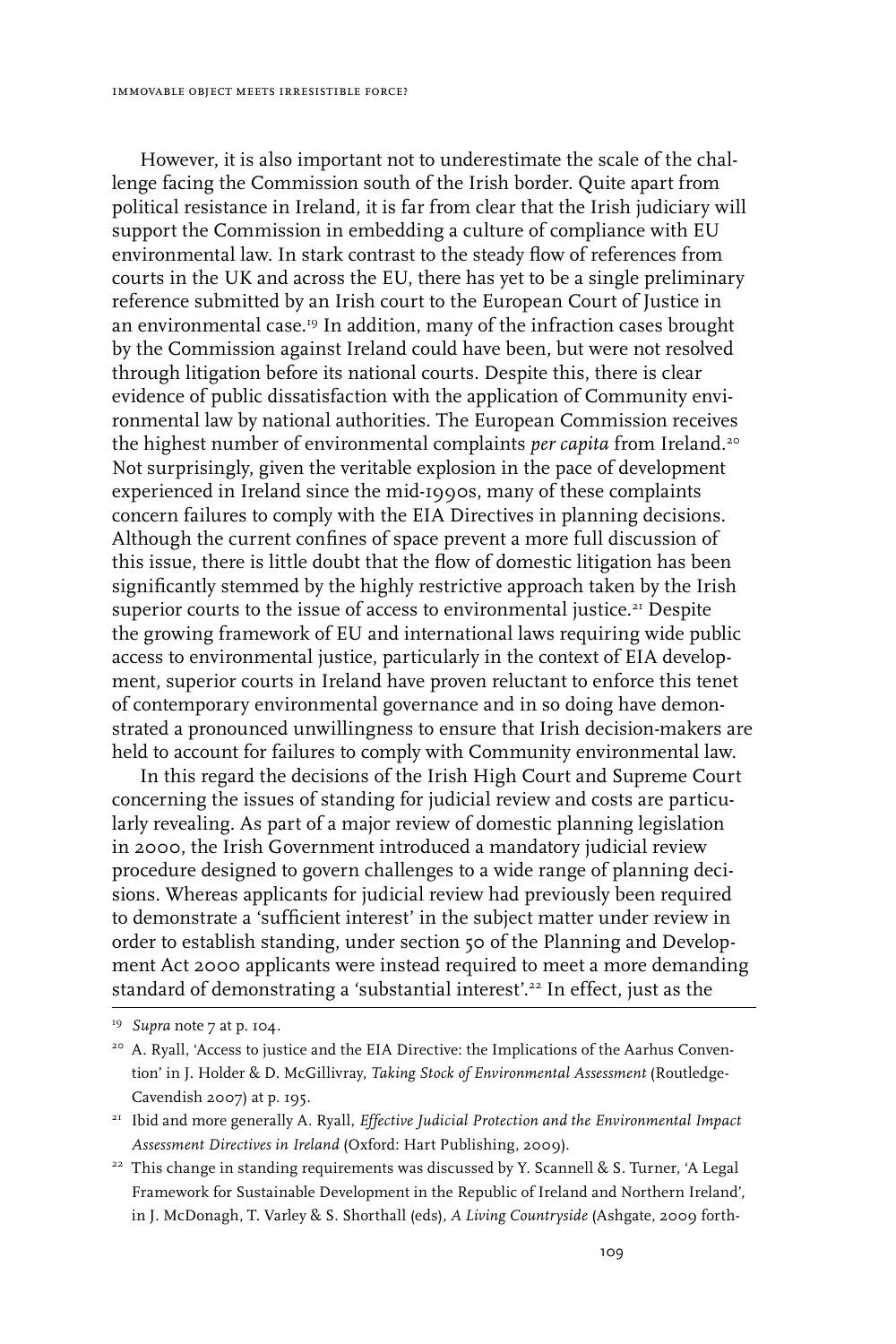However, it is also important not to underestimate the scale of the challenge facing the Commission south of the Irish border. Quite apart from political resistance in Ireland, it is far from clear that the Irish judiciary will support the Commission in embedding a culture of compliance with EU environmental law. In stark contrast to the steady flow of references from courts in the UK and across the EU, there has yet to be a single preliminary reference submitted by an Irish court to the European Court of Justice in an environmental case.[19] In addition, many of the infraction cases brought by the Commission against Ireland could have been, but were not resolved through litigation before its national courts. Despite this, there is clear evidence of public dissatisfaction with the application of Community environmental law by national authorities. The European Commission receives the highest number of environmental complaints *per capita* from Ireland.[20] Not surprisingly, given the veritable explosion in the pace of development experienced in Ireland since the mid-1990s, many of these complaints concern failures to comply with the EIA Directives in planning decisions. Although the current confines of space prevent a more full discussion of this issue, there is little doubt that the flow of domestic litigation has been significantly stemmed by the highly restrictive approach taken by the Irish superior courts to the issue of access to environmental justice.[21] Despite the growing framework of EU and international laws requiring wide public access to environmental justice, particularly in the context of EIA development, superior courts in Ireland have proven reluctant to enforce this tenet of contemporary environmental governance and in so doing have demonstrated a pronounced unwillingness to ensure that Irish decision-makers are held to account for failures to comply with Community environmental law.

In this regard the decisions of the Irish High Court and Supreme Court concerning the issues of standing for judicial review and costs are particularly revealing. As part of a major review of domestic planning legislation in 2000, the Irish Government introduced a mandatory judicial review procedure designed to govern challenges to a wide range of planning decisions. Whereas applicants for judicial review had previously been required to demonstrate a 'sufficient interest' in the subject matter under review in order to establish standing, under section 50 of the Planning and Development Act 2000 applicants were instead required to meet a more demanding standard of demonstrating a 'substantial interest'.[22] In effect, just as the

---

[19] *Supra* note 7 at p. 104.

[20] A. Ryall, 'Access to justice and the EIA Directive: the Implications of the Aarhus Convention' in J. Holder & D. McGillivray, *Taking Stock of Environmental Assessment* (Routledge-Cavendish 2007) at p. 195.

[21] Ibid and more generally A. Ryall, *Effective Judicial Protection and the Environmental Impact Assessment Directives in Ireland* (Oxford: Hart Publishing, 2009).

[22] This change in standing requirements was discussed by Y. Scannell & S. Turner, 'A Legal Framework for Sustainable Development in the Republic of Ireland and Northern Ireland', in J. McDonagh, T. Varley & S. Shorthall (eds), *A Living Countryside* (Ashgate, 2009 forth-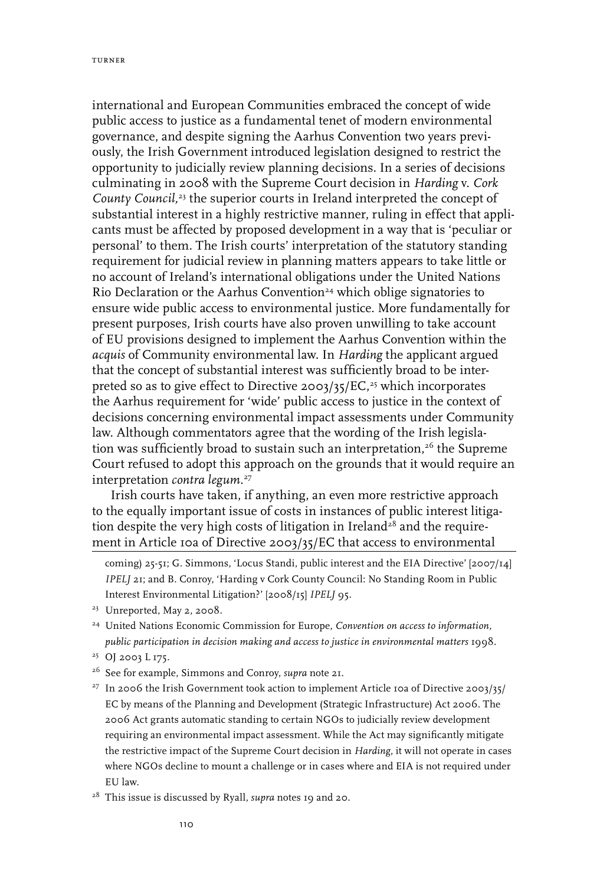international and European Communities embraced the concept of wide public access to justice as a fundamental tenet of modern environmental governance, and despite signing the Aarhus Convention two years previously, the Irish Government introduced legislation designed to restrict the opportunity to judicially review planning decisions. In a series of decisions culminating in 2008 with the Supreme Court decision in *Harding* v. *Cork County Council,*[23] the superior courts in Ireland interpreted the concept of substantial interest in a highly restrictive manner, ruling in effect that applicants must be affected by proposed development in a way that is 'peculiar or personal' to them. The Irish courts' interpretation of the statutory standing requirement for judicial review in planning matters appears to take little or no account of Ireland's international obligations under the United Nations Rio Declaration or the Aarhus Convention[24] which oblige signatories to ensure wide public access to environmental justice. More fundamentally for present purposes, Irish courts have also proven unwilling to take account of EU provisions designed to implement the Aarhus Convention within the *acquis* of Community environmental law. In *Harding* the applicant argued that the concept of substantial interest was sufficiently broad to be interpreted so as to give effect to Directive 2003/35/EC,[25] which incorporates the Aarhus requirement for 'wide' public access to justice in the context of decisions concerning environmental impact assessments under Community law. Although commentators agree that the wording of the Irish legislation was sufficiently broad to sustain such an interpretation,[26] the Supreme Court refused to adopt this approach on the grounds that it would require an interpretation *contra legum*.[27]

Irish courts have taken, if anything, an even more restrictive approach to the equally important issue of costs in instances of public interest litigation despite the very high costs of litigation in Ireland[28] and the requirement in Article 10a of Directive 2003/35/EC that access to environmental

coming) 25-51; G. Simmons, 'Locus Standi, public interest and the EIA Directive' [2007/14] *IPELJ* 21; and B. Conroy, 'Harding v Cork County Council: No Standing Room in Public Interest Environmental Litigation?' [2008/15] *IPELJ* 95.

[23] Unreported, May 2, 2008.

[24] United Nations Economic Commission for Europe, *Convention on access to information, public participation in decision making and access to justice in environmental matters* 1998.

[25] OJ 2003 L 175.

[26] See for example, Simmons and Conroy, *supra* note 21.

[27] In 2006 the Irish Government took action to implement Article 10a of Directive 2003/35/EC by means of the Planning and Development (Strategic Infrastructure) Act 2006. The 2006 Act grants automatic standing to certain NGOs to judicially review development requiring an environmental impact assessment. While the Act may significantly mitigate the restrictive impact of the Supreme Court decision in *Harding*, it will not operate in cases where NGOs decline to mount a challenge or in cases where and EIA is not required under EU law.

[28] This issue is discussed by Ryall, *supra* notes 19 and 20.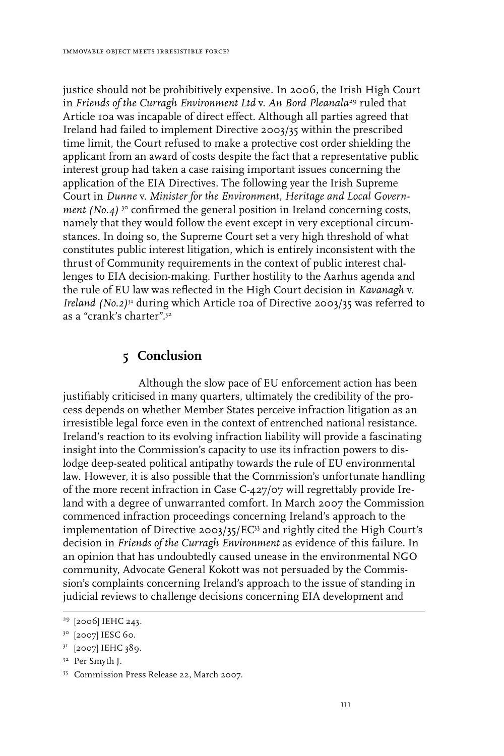justice should not be prohibitively expensive. In 2006, the Irish High Court in *Friends of the Curragh Environment Ltd* v. *An Bord Pleanala*[29] ruled that Article 10a was incapable of direct effect. Although all parties agreed that Ireland had failed to implement Directive 2003/35 within the prescribed time limit, the Court refused to make a protective cost order shielding the applicant from an award of costs despite the fact that a representative public interest group had taken a case raising important issues concerning the application of the EIA Directives. The following year the Irish Supreme Court in *Dunne* v. *Minister for the Environment, Heritage and Local Government (No.4)*[30] confirmed the general position in Ireland concerning costs, namely that they would follow the event except in very exceptional circumstances. In doing so, the Supreme Court set a very high threshold of what constitutes public interest litigation, which is entirely inconsistent with the thrust of Community requirements in the context of public interest challenges to EIA decision-making. Further hostility to the Aarhus agenda and the rule of EU law was reflected in the High Court decision in *Kavanagh* v. *Ireland (No.2)*[31] during which Article 10a of Directive 2003/35 was referred to as a "crank's charter".[32]

## 5 Conclusion

Although the slow pace of EU enforcement action has been justifiably criticised in many quarters, ultimately the credibility of the process depends on whether Member States perceive infraction litigation as an irresistible legal force even in the context of entrenched national resistance. Ireland's reaction to its evolving infraction liability will provide a fascinating insight into the Commission's capacity to use its infraction powers to dislodge deep-seated political antipathy towards the rule of EU environmental law. However, it is also possible that the Commission's unfortunate handling of the more recent infraction in Case C-427/07 will regrettably provide Ireland with a degree of unwarranted comfort. In March 2007 the Commission commenced infraction proceedings concerning Ireland's approach to the implementation of Directive 2003/35/EC[33] and rightly cited the High Court's decision in *Friends of the Curragh Environment* as evidence of this failure. In an opinion that has undoubtedly caused unease in the environmental NGO community, Advocate General Kokott was not persuaded by the Commission's complaints concerning Ireland's approach to the issue of standing in judicial reviews to challenge decisions concerning EIA development and

[29] [2006] IEHC 243.

[30] [2007] IESC 60.

[31] [2007] IEHC 389.

[32] Per Smyth J.

[33] Commission Press Release 22, March 2007.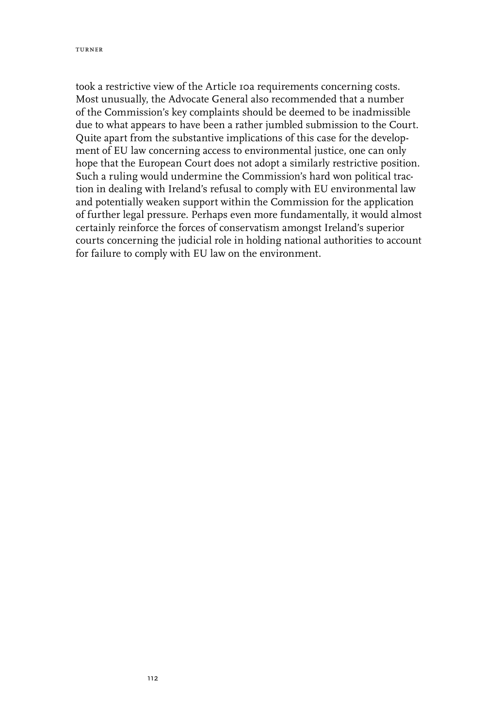took a restrictive view of the Article 10a requirements concerning costs. Most unusually, the Advocate General also recommended that a number of the Commission's key complaints should be deemed to be inadmissible due to what appears to have been a rather jumbled submission to the Court. Quite apart from the substantive implications of this case for the development of EU law concerning access to environmental justice, one can only hope that the European Court does not adopt a similarly restrictive position. Such a ruling would undermine the Commission's hard won political traction in dealing with Ireland's refusal to comply with EU environmental law and potentially weaken support within the Commission for the application of further legal pressure. Perhaps even more fundamentally, it would almost certainly reinforce the forces of conservatism amongst Ireland's superior courts concerning the judicial role in holding national authorities to account for failure to comply with EU law on the environment.